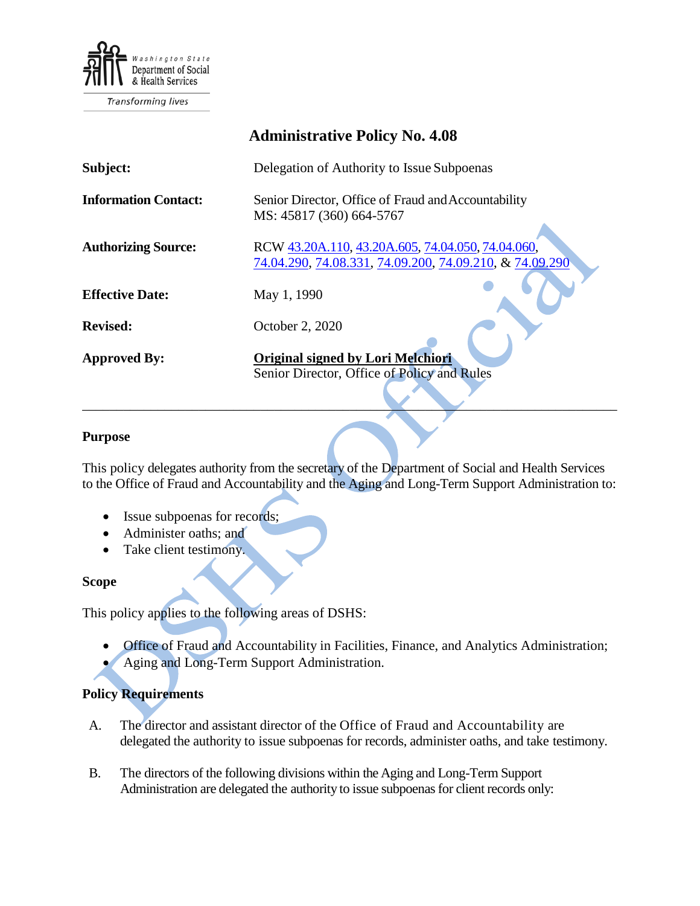Washington State Department of Social & Health Services

*Transforming lives*

# Administrative Policy No. 4.08

| | |
|---|---|
| **Subject:** | Delegation of Authority to Issue Subpoenas |
| **Information Contact:** | Senior Director, Office of Fraud and Accountability<br>MS: 45817 (360) 664-5767 |
| **Authorizing Source:** | RCW 43.20A.110, 43.20A.605, 74.04.050, 74.04.060, 74.04.290, 74.08.331, 74.09.200, 74.09.210, & 74.09.290 |
| **Effective Date:** | May 1, 1990 |
| **Revised:** | October 2, 2020 |
| **Approved By:** | **Original signed by Lori Melchiori**<br>Senior Director, Office of Policy and Rules |

---

## Purpose

This policy delegates authority from the secretary of the Department of Social and Health Services to the Office of Fraud and Accountability and the Aging and Long-Term Support Administration to:

- Issue subpoenas for records;
- Administer oaths; and
- Take client testimony.

## Scope

This policy applies to the following areas of DSHS:

- Office of Fraud and Accountability in Facilities, Finance, and Analytics Administration;
- Aging and Long-Term Support Administration.

## Policy Requirements

A. The director and assistant director of the Office of Fraud and Accountability are delegated the authority to issue subpoenas for records, administer oaths, and take testimony.

B. The directors of the following divisions within the Aging and Long-Term Support Administration are delegated the authority to issue subpoenas for client records only: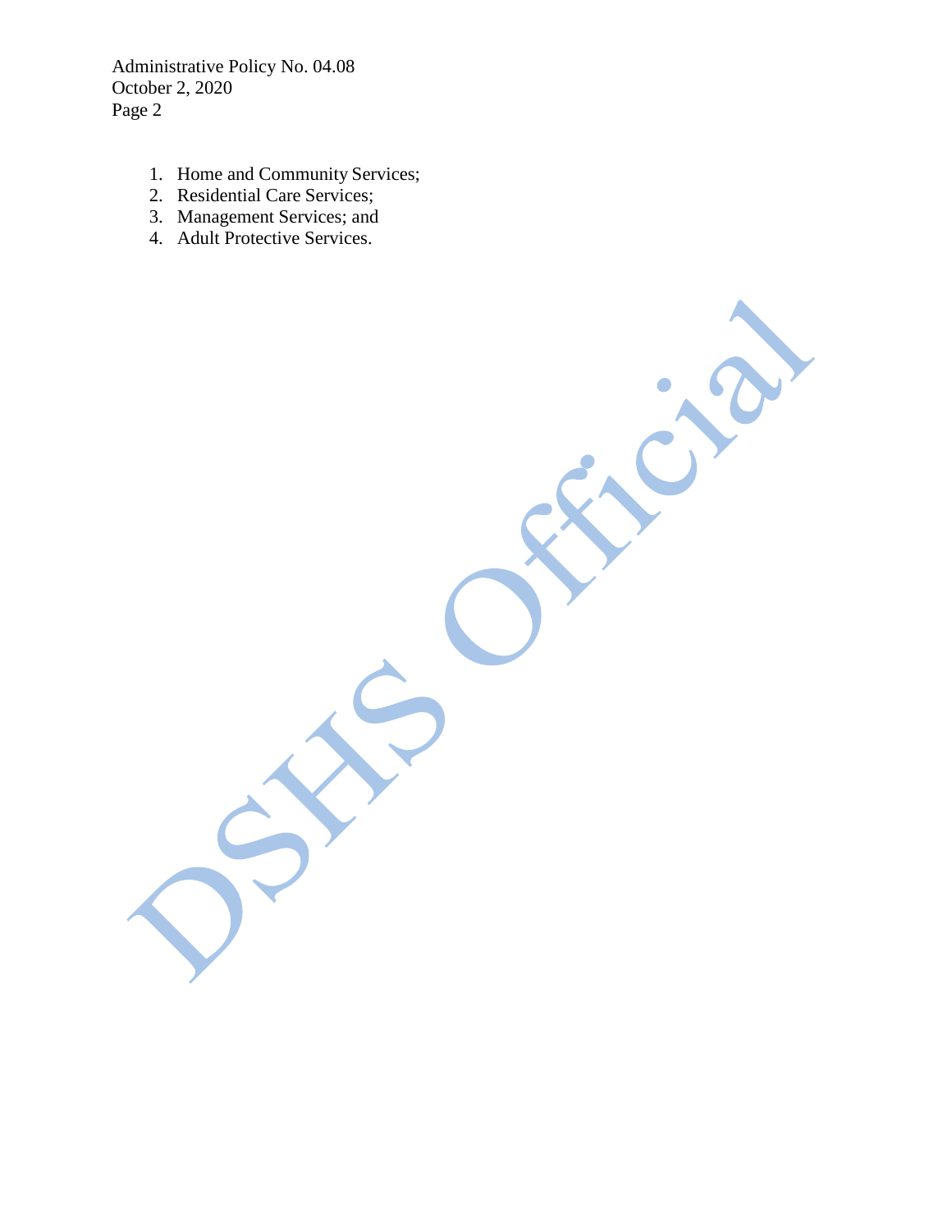1. Home and Community Services;
2. Residential Care Services;
3. Management Services; and
4. Adult Protective Services.